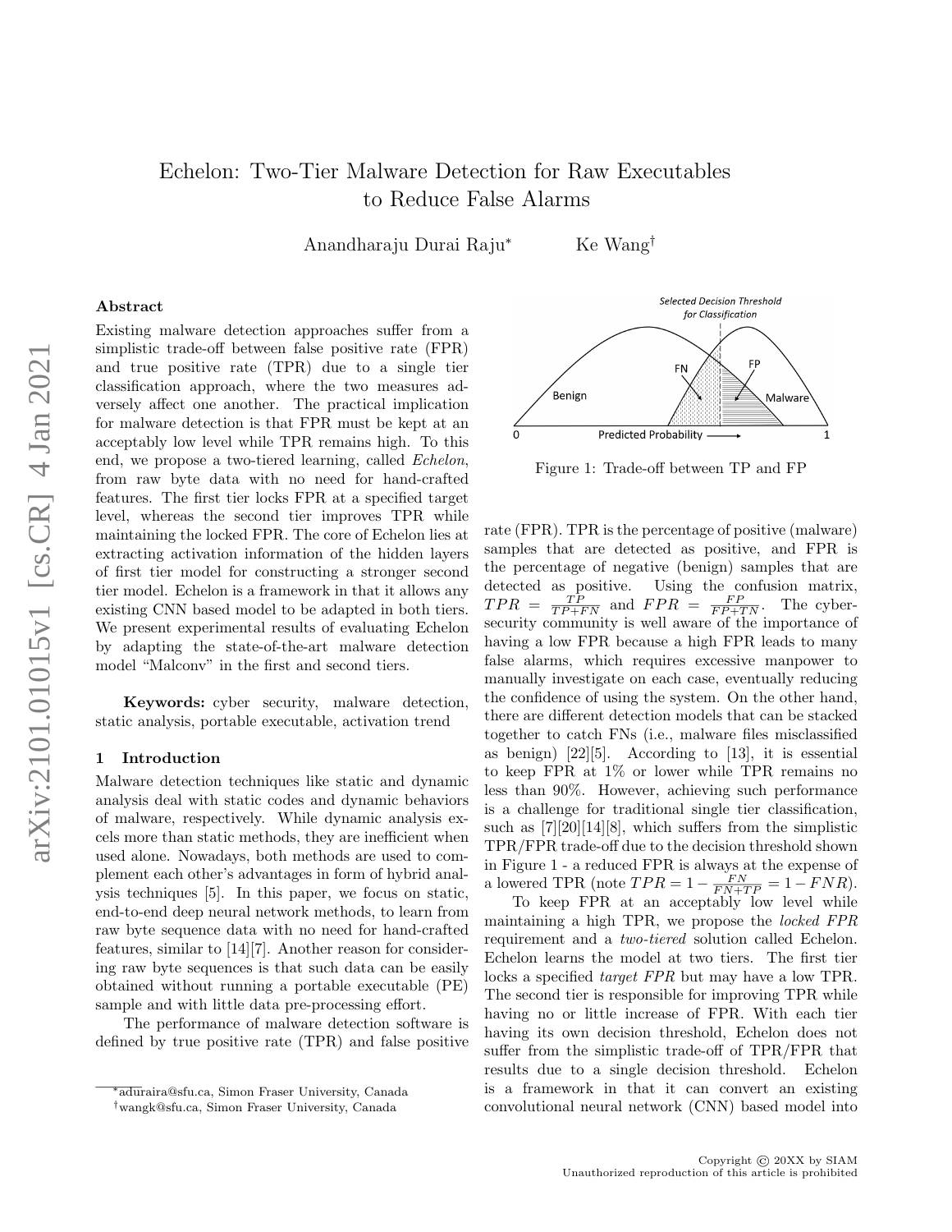# Echelon: Two-Tier Malware Detection for Raw Executables to Reduce False Alarms

Anandharaju Durai Raju* Ke Wang†

### Abstract

Existing malware detection approaches suffer from a simplistic trade-off between false positive rate (FPR) and true positive rate (TPR) due to a single tier classification approach, where the two measures adversely affect one another. The practical implication for malware detection is that FPR must be kept at an acceptably low level while TPR remains high. To this end, we propose a two-tiered learning, called *Echelon*, from raw byte data with no need for hand-crafted features. The first tier locks FPR at a specified target level, whereas the second tier improves TPR while maintaining the locked FPR. The core of Echelon lies at extracting activation information of the hidden layers of first tier model for constructing a stronger second tier model. Echelon is a framework in that it allows any existing CNN based model to be adapted in both tiers. We present experimental results of evaluating Echelon by adapting the state-of-the-art malware detection model "Malconv" in the first and second tiers.

**Keywords:** cyber security, malware detection, static analysis, portable executable, activation trend

## 1 Introduction

Malware detection techniques like static and dynamic analysis deal with static codes and dynamic behaviors of malware, respectively. While dynamic analysis excels more than static methods, they are inefficient when used alone. Nowadays, both methods are used to complement each other's advantages in form of hybrid analysis techniques [5]. In this paper, we focus on static, end-to-end deep neural network methods, to learn from raw byte sequence data with no need for hand-crafted features, similar to [14][7]. Another reason for considering raw byte sequences is that such data can be easily obtained without running a portable executable (PE) sample and with little data pre-processing effort.

The performance of malware detection software is defined by true positive rate (TPR) and false positive rate (FPR). TPR is the percentage of positive (malware) samples that are detected as positive, and FPR is the percentage of negative (benign) samples that are detected as positive. Using the confusion matrix, $TPR = \frac{TP}{TP+FN}$ and $FPR = \frac{FP}{FP+TN}$. The cyber-security community is well aware of the importance of having a low FPR because a high FPR leads to many false alarms, which requires excessive manpower to manually investigate on each case, eventually reducing the confidence of using the system. On the other hand, there are different detection models that can be stacked together to catch FNs (i.e., malware files misclassified as benign) [22][5]. According to [13], it is essential to keep FPR at 1% or lower while TPR remains no less than 90%. However, achieving such performance is a challenge for traditional single tier classification, such as [7][20][14][8], which suffers from the simplistic TPR/FPR trade-off due to the decision threshold shown in Figure 1 - a reduced FPR is always at the expense of a lowered TPR (note $TPR = 1 - \frac{FN}{FN+TP} = 1 - FNR$).

Figure 1: Trade-off between TP and FP

To keep FPR at an acceptably low level while maintaining a high TPR, we propose the *locked FPR* requirement and a *two-tiered* solution called Echelon. Echelon learns the model at two tiers. The first tier locks a specified *target FPR* but may have a low TPR. The second tier is responsible for improving TPR while having no or little increase of FPR. With each tier having its own decision threshold, Echelon does not suffer from the simplistic trade-off of TPR/FPR that results due to a single decision threshold. Echelon is a framework in that it can convert an existing convolutional neural network (CNN) based model into

*aduraira@sfu.ca, Simon Fraser University, Canada
†wangk@sfu.ca, Simon Fraser University, Canada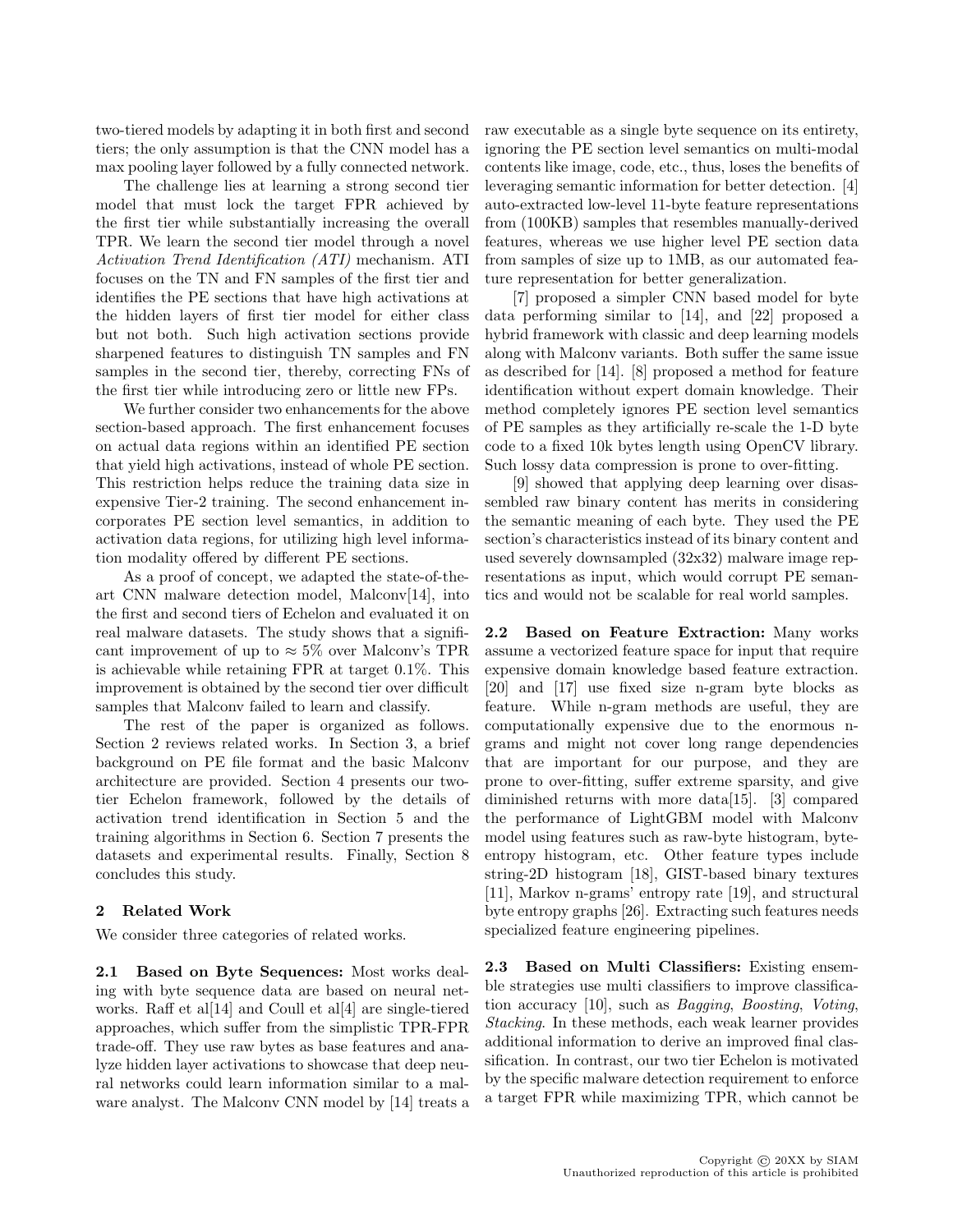two-tiered models by adapting it in both first and second tiers; the only assumption is that the CNN model has a max pooling layer followed by a fully connected network.

The challenge lies at learning a strong second tier model that must lock the target FPR achieved by the first tier while substantially increasing the overall TPR. We learn the second tier model through a novel *Activation Trend Identification (ATI)* mechanism. ATI focuses on the TN and FN samples of the first tier and identifies the PE sections that have high activations at the hidden layers of first tier model for either class but not both. Such high activation sections provide sharpened features to distinguish TN samples and FN samples in the second tier, thereby, correcting FNs of the first tier while introducing zero or little new FPs.

We further consider two enhancements for the above section-based approach. The first enhancement focuses on actual data regions within an identified PE section that yield high activations, instead of whole PE section. This restriction helps reduce the training data size in expensive Tier-2 training. The second enhancement incorporates PE section level semantics, in addition to activation data regions, for utilizing high level information modality offered by different PE sections.

As a proof of concept, we adapted the state-of-the-art CNN malware detection model, Malconv[14], into the first and second tiers of Echelon and evaluated it on real malware datasets. The study shows that a significant improvement of up to $\approx 5\%$ over Malconv's TPR is achievable while retaining FPR at target 0.1%. This improvement is obtained by the second tier over difficult samples that Malconv failed to learn and classify.

The rest of the paper is organized as follows. Section 2 reviews related works. In Section 3, a brief background on PE file format and the basic Malconv architecture are provided. Section 4 presents our two-tier Echelon framework, followed by the details of activation trend identification in Section 5 and the training algorithms in Section 6. Section 7 presents the datasets and experimental results. Finally, Section 8 concludes this study.

## 2 Related Work

We consider three categories of related works.

**2.1 Based on Byte Sequences:** Most works dealing with byte sequence data are based on neural networks. Raff et al[14] and Coull et al[4] are single-tiered approaches, which suffer from the simplistic TPR-FPR trade-off. They use raw bytes as base features and analyze hidden layer activations to showcase that deep neural networks could learn information similar to a malware analyst. The Malconv CNN model by [14] treats a raw executable as a single byte sequence on its entirety, ignoring the PE section level semantics on multi-modal contents like image, code, etc., thus, loses the benefits of leveraging semantic information for better detection. [4] auto-extracted low-level 11-byte feature representations from (100KB) samples that resembles manually-derived features, whereas we use higher level PE section data from samples of size up to 1MB, as our automated feature representation for better generalization.

[7] proposed a simpler CNN based model for byte data performing similar to [14], and [22] proposed a hybrid framework with classic and deep learning models along with Malconv variants. Both suffer the same issue as described for [14]. [8] proposed a method for feature identification without expert domain knowledge. Their method completely ignores PE section level semantics of PE samples as they artificially re-scale the 1-D byte code to a fixed 10k bytes length using OpenCV library. Such lossy data compression is prone to over-fitting.

[9] showed that applying deep learning over disassembled raw binary content has merits in considering the semantic meaning of each byte. They used the PE section's characteristics instead of its binary content and used severely downsampled (32x32) malware image representations as input, which would corrupt PE semantics and would not be scalable for real world samples.

**2.2 Based on Feature Extraction:** Many works assume a vectorized feature space for input that require expensive domain knowledge based feature extraction. [20] and [17] use fixed size n-gram byte blocks as feature. While n-gram methods are useful, they are computationally expensive due to the enormous n-grams and might not cover long range dependencies that are important for our purpose, and they are prone to over-fitting, suffer extreme sparsity, and give diminished returns with more data[15]. [3] compared the performance of LightGBM model with Malconv model using features such as raw-byte histogram, byte-entropy histogram, etc. Other feature types include string-2D histogram [18], GIST-based binary textures [11], Markov n-grams' entropy rate [19], and structural byte entropy graphs [26]. Extracting such features needs specialized feature engineering pipelines.

**2.3 Based on Multi Classifiers:** Existing ensemble strategies use multi classifiers to improve classification accuracy [10], such as *Bagging*, *Boosting*, *Voting*, *Stacking*. In these methods, each weak learner provides additional information to derive an improved final classification. In contrast, our two tier Echelon is motivated by the specific malware detection requirement to enforce a target FPR while maximizing TPR, which cannot be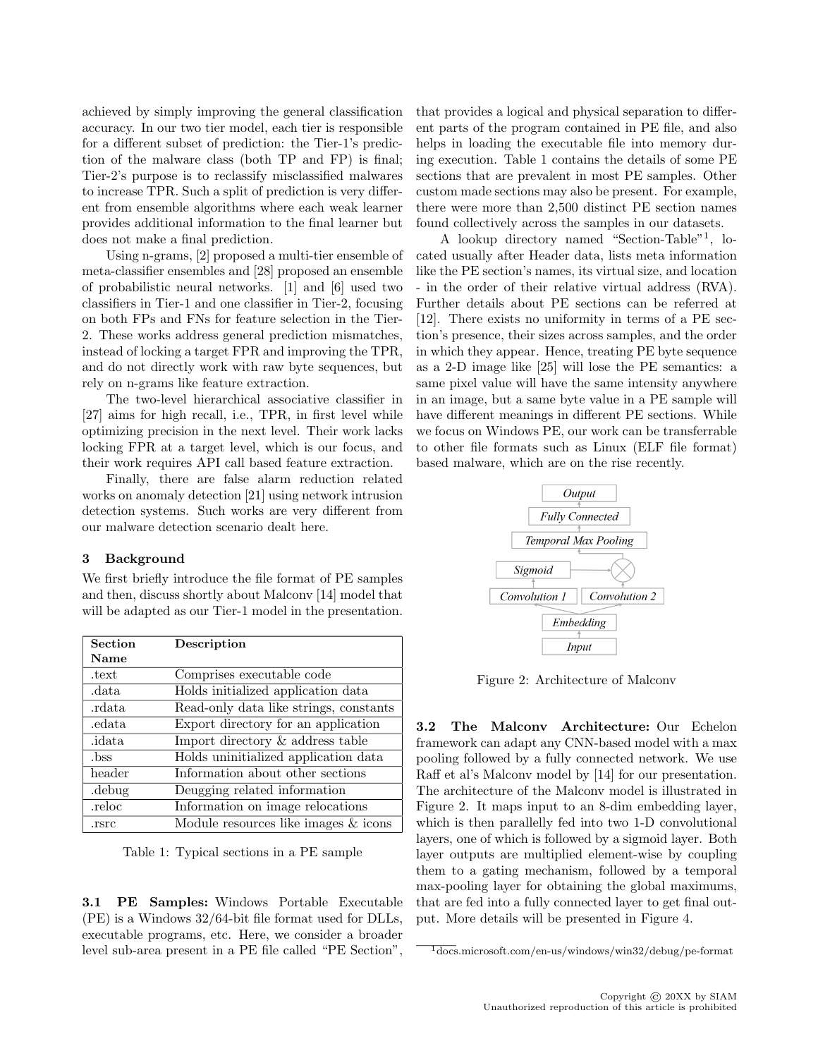achieved by simply improving the general classification accuracy. In our two tier model, each tier is responsible for a different subset of prediction: the Tier-1's prediction of the malware class (both TP and FP) is final; Tier-2's purpose is to reclassify misclassified malwares to increase TPR. Such a split of prediction is very different from ensemble algorithms where each weak learner provides additional information to the final learner but does not make a final prediction.

Using n-grams, [2] proposed a multi-tier ensemble of meta-classifier ensembles and [28] proposed an ensemble of probabilistic neural networks. [1] and [6] used two classifiers in Tier-1 and one classifier in Tier-2, focusing on both FPs and FNs for feature selection in the Tier-2. These works address general prediction mismatches, instead of locking a target FPR and improving the TPR, and do not directly work with raw byte sequences, but rely on n-grams like feature extraction.

The two-level hierarchical associative classifier in [27] aims for high recall, i.e., TPR, in first level while optimizing precision in the next level. Their work lacks locking FPR at a target level, which is our focus, and their work requires API call based feature extraction.

Finally, there are false alarm reduction related works on anomaly detection [21] using network intrusion detection systems. Such works are very different from our malware detection scenario dealt here.

### 3 Background

We first briefly introduce the file format of PE samples and then, discuss shortly about Malconv [14] model that will be adapted as our Tier-1 model in the presentation.

| Section Name | Description |
|---|---|
| .text | Comprises executable code |
| .data | Holds initialized application data |
| .rdata | Read-only data like strings, constants |
| .edata | Export directory for an application |
| .idata | Import directory & address table |
| .bss | Holds uninitialized application data |
| header | Information about other sections |
| .debug | Deugging related information |
| .reloc | Information on image relocations |
| .rsrc | Module resources like images & icons |

Table 1: Typical sections in a PE sample

**3.1 PE Samples:** Windows Portable Executable (PE) is a Windows 32/64-bit file format used for DLLs, executable programs, etc. Here, we consider a broader level sub-area present in a PE file called "PE Section", that provides a logical and physical separation to different parts of the program contained in PE file, and also helps in loading the executable file into memory during execution. Table 1 contains the details of some PE sections that are prevalent in most PE samples. Other custom made sections may also be present. For example, there were more than 2,500 distinct PE section names found collectively across the samples in our datasets.

A lookup directory named "Section-Table"[1], located usually after Header data, lists meta information like the PE section's names, its virtual size, and location - in the order of their relative virtual address (RVA). Further details about PE sections can be referred at [12]. There exists no uniformity in terms of a PE section's presence, their sizes across samples, and the order in which they appear. Hence, treating PE byte sequence as a 2-D image like [25] will lose the PE semantics: a same pixel value will have the same intensity anywhere in an image, but a same byte value in a PE sample will have different meanings in different PE sections. While we focus on Windows PE, our work can be transferrable to other file formats such as Linux (ELF file format) based malware, which are on the rise recently.

Output
Fully Connected
Temporal Max Pooling
Sigmoid
Convolution 1
Convolution 2
Embedding
Input

Figure 2: Architecture of Malconv

**3.2 The Malconv Architecture:** Our Echelon framework can adapt any CNN-based model with a max pooling followed by a fully connected network. We use Raff et al's Malconv model by [14] for our presentation. The architecture of the Malconv model is illustrated in Figure 2. It maps input to an 8-dim embedding layer, which is then parallelly fed into two 1-D convolutional layers, one of which is followed by a sigmoid layer. Both layer outputs are multiplied element-wise by coupling them to a gating mechanism, followed by a temporal max-pooling layer for obtaining the global maximums, that are fed into a fully connected layer to get final output. More details will be presented in Figure 4.

[1] docs.microsoft.com/en-us/windows/win32/debug/pe-format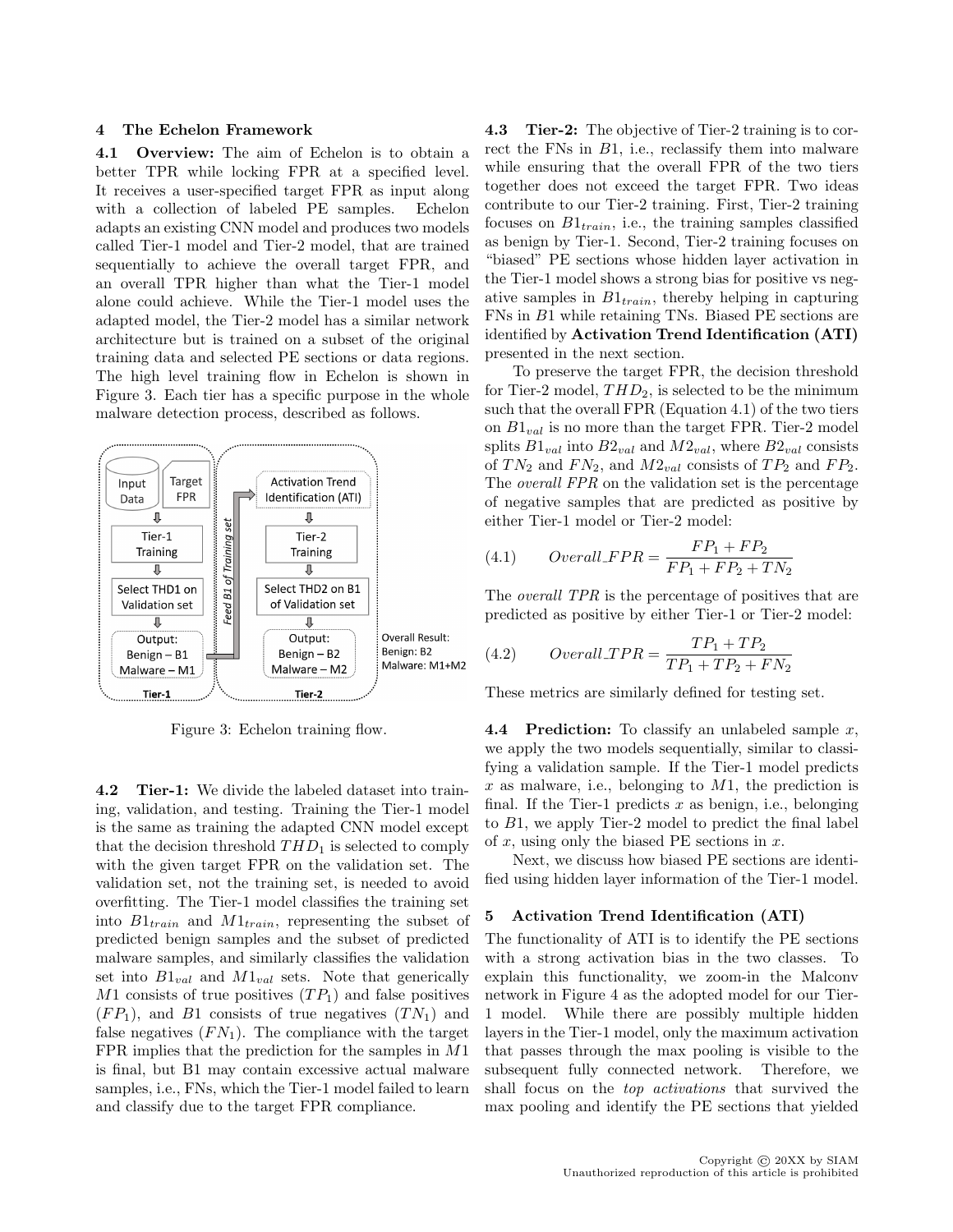## 4 The Echelon Framework

**4.1 Overview:** The aim of Echelon is to obtain a better TPR while locking FPR at a specified level. It receives a user-specified target FPR as input along with a collection of labeled PE samples. Echelon adapts an existing CNN model and produces two models called Tier-1 model and Tier-2 model, that are trained sequentially to achieve the overall target FPR, and an overall TPR higher than what the Tier-1 model alone could achieve. While the Tier-1 model uses the adapted model, the Tier-2 model has a similar network architecture but is trained on a subset of the original training data and selected PE sections or data regions. The high level training flow in Echelon is shown in Figure 3. Each tier has a specific purpose in the whole malware detection process, described as follows.

Figure 3: Echelon training flow.

**4.2 Tier-1:** We divide the labeled dataset into training, validation, and testing. Training the Tier-1 model is the same as training the adapted CNN model except that the decision threshold $THD_1$ is selected to comply with the given target FPR on the validation set. The validation set, not the training set, is needed to avoid overfitting. The Tier-1 model classifies the training set into $B1_{train}$ and $M1_{train}$, representing the subset of predicted benign samples and the subset of predicted malware samples, and similarly classifies the validation set into $B1_{val}$ and $M1_{val}$ sets. Note that generically $M1$ consists of true positives ($TP_1$) and false positives ($FP_1$), and $B1$ consists of true negatives ($TN_1$) and false negatives ($FN_1$). The compliance with the target FPR implies that the prediction for the samples in $M1$ is final, but B1 may contain excessive actual malware samples, i.e., FNs, which the Tier-1 model failed to learn and classify due to the target FPR compliance.

**4.3 Tier-2:** The objective of Tier-2 training is to correct the FNs in $B1$, i.e., reclassify them into malware while ensuring that the overall FPR of the two tiers together does not exceed the target FPR. Two ideas contribute to our Tier-2 training. First, Tier-2 training focuses on $B1_{train}$, i.e., the training samples classified as benign by Tier-1. Second, Tier-2 training focuses on "biased" PE sections whose hidden layer activation in the Tier-1 model shows a strong bias for positive vs negative samples in $B1_{train}$, thereby helping in capturing FNs in $B1$ while retaining TNs. Biased PE sections are identified by **Activation Trend Identification (ATI)** presented in the next section.

To preserve the target FPR, the decision threshold for Tier-2 model, $THD_2$, is selected to be the minimum such that the overall FPR (Equation 4.1) of the two tiers on $B1_{val}$ is no more than the target FPR. Tier-2 model splits $B1_{val}$ into $B2_{val}$ and $M2_{val}$, where $B2_{val}$ consists of $TN_2$ and $FN_2$, and $M2_{val}$ consists of $TP_2$ and $FP_2$. The *overall FPR* on the validation set is the percentage of negative samples that are predicted as positive by either Tier-1 model or Tier-2 model:

$$Overall\_FPR = \frac{FP_1 + FP_2}{FP_1 + FP_2 + TN_2} \tag{4.1}$$

The *overall TPR* is the percentage of positives that are predicted as positive by either Tier-1 or Tier-2 model:

$$Overall\_TPR = \frac{TP_1 + TP_2}{TP_1 + TP_2 + FN_2} \tag{4.2}$$

These metrics are similarly defined for testing set.

**4.4 Prediction:** To classify an unlabeled sample $x$, we apply the two models sequentially, similar to classifying a validation sample. If the Tier-1 model predicts $x$ as malware, i.e., belonging to $M1$, the prediction is final. If the Tier-1 predicts $x$ as benign, i.e., belonging to $B1$, we apply Tier-2 model to predict the final label of $x$, using only the biased PE sections in $x$.

Next, we discuss how biased PE sections are identified using hidden layer information of the Tier-1 model.

## 5 Activation Trend Identification (ATI)

The functionality of ATI is to identify the PE sections with a strong activation bias in the two classes. To explain this functionality, we zoom-in the Malconv network in Figure 4 as the adapted model for our Tier-1 model. While there are possibly multiple hidden layers in the Tier-1 model, only the maximum activation that passes through the max pooling is visible to the subsequent fully connected network. Therefore, we shall focus on the *top activations* that survived the max pooling and identify the PE sections that yielded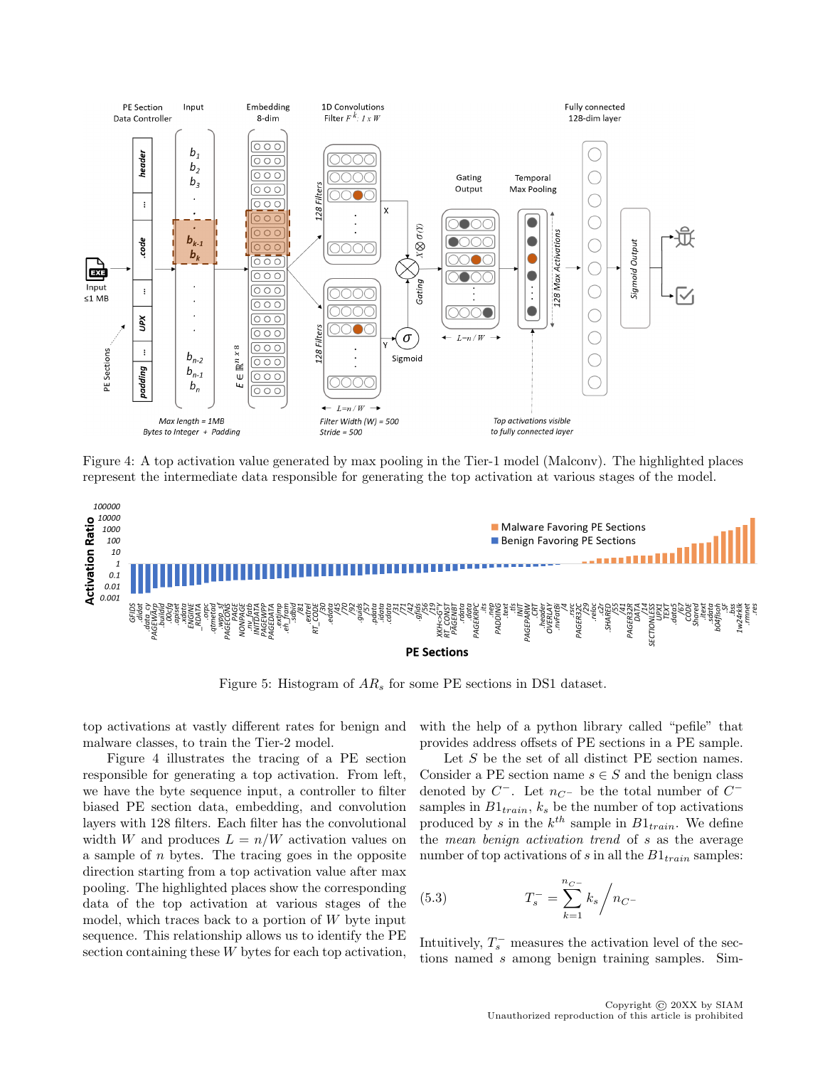Figure 4: A top activation value generated by max pooling in the Tier-1 model (Malconv). The highlighted places represent the intermediate data responsible for generating the top activation at various stages of the model.

Figure 5: Histogram of $AR_s$ for some PE sections in DS1 dataset.

top activations at vastly different rates for benign and malware classes, to train the Tier-2 model.

Figure 4 illustrates the tracing of a PE section responsible for generating a top activation. From left, we have the byte sequence input, a controller to filter biased PE section data, embedding, and convolution layers with 128 filters. Each filter has the convolutional width $W$ and produces $L = n/W$ activation values on a sample of $n$ bytes. The tracing goes in the opposite direction starting from a top activation value after max pooling. The highlighted places show the corresponding data of the top activation at various stages of the model, which traces back to a portion of $W$ byte input sequence. This relationship allows us to identify the PE section containing these $W$ bytes for each top activation, with the help of a python library called "pefile" that provides address offsets of PE sections in a PE sample.

Let $S$ be the set of all distinct PE section names. Consider a PE section name $s \in S$ and the benign class denoted by $C^-$. Let $n_{C^-}$ be the total number of $C^-$ samples in $B1_{train}$, $k_s$ be the number of top activations produced by $s$ in the $k^{th}$ sample in $B1_{train}$. We define the *mean benign activation trend* of $s$ as the average number of top activations of $s$ in all the $B1_{train}$ samples:

$$T_s^- = \sum_{k=1}^{n_{C^-}} k_s \bigg/ n_{C^-} \tag{5.3}$$

Intuitively, $T_s^-$ measures the activation level of the sections named $s$ among benign training samples. Sim-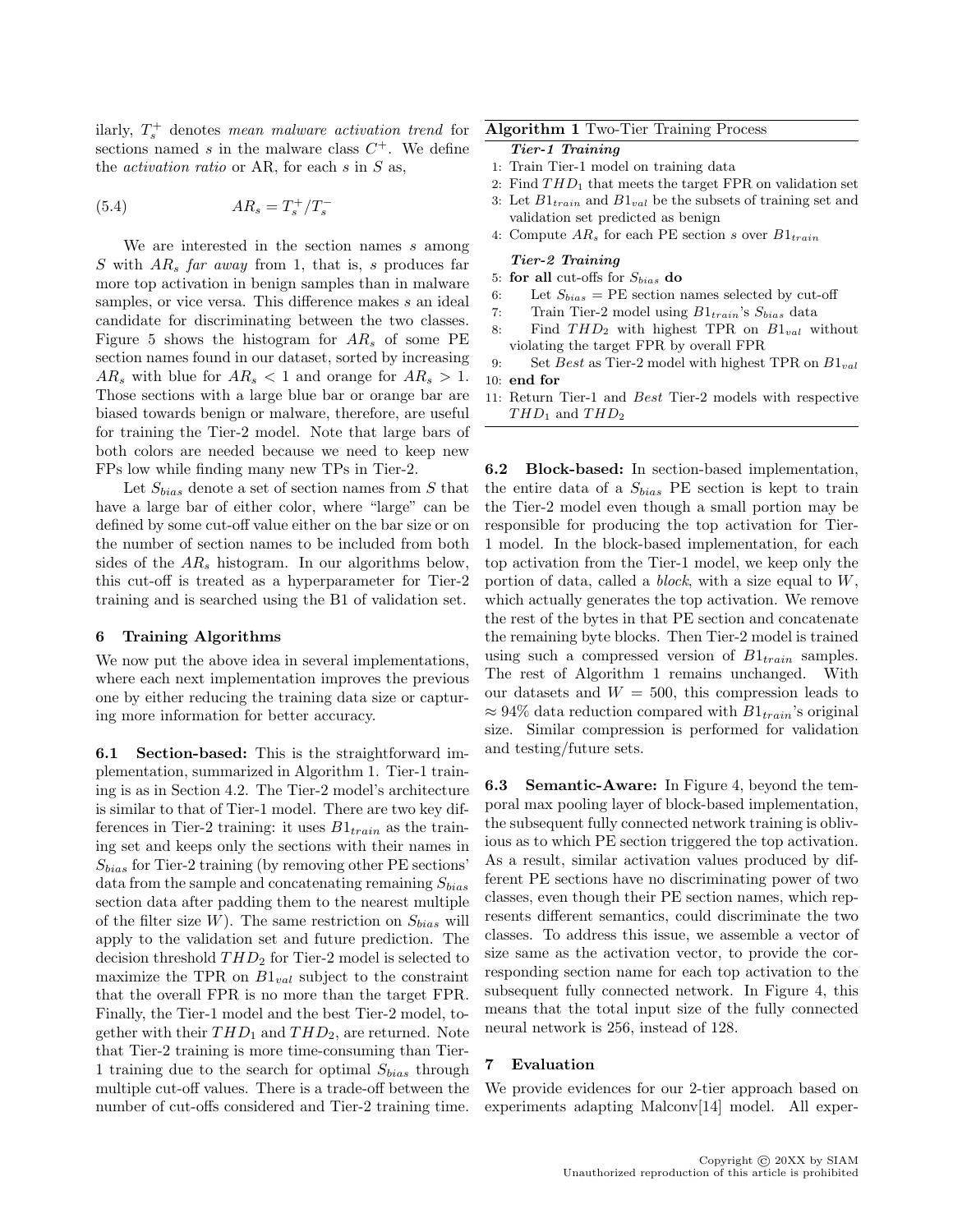ilarly, $T_s^+$ denotes *mean malware activation trend* for sections named $s$ in the malware class $C^+$. We define the *activation ratio* or AR, for each $s$ in $S$ as,

$$AR_s = T_s^+/T_s^- \tag{5.4}$$

We are interested in the section names $s$ among $S$ with $AR_s$ *far away* from 1, that is, $s$ produces far more top activation in benign samples than in malware samples, or vice versa. This difference makes $s$ an ideal candidate for discriminating between the two classes. Figure 5 shows the histogram for $AR_s$ of some PE section names found in our dataset, sorted by increasing $AR_s$ with blue for $AR_s < 1$ and orange for $AR_s > 1$. Those sections with a large blue bar or orange bar are biased towards benign or malware, therefore, are useful for training the Tier-2 model. Note that large bars of both colors are needed because we need to keep new FPs low while finding many new TPs in Tier-2.

Let $S_{bias}$ denote a set of section names from $S$ that have a large bar of either color, where "large" can be defined by some cut-off value either on the bar size or on the number of section names to be included from both sides of the $AR_s$ histogram. In our algorithms below, this cut-off is treated as a hyperparameter for Tier-2 training and is searched using the B1 of validation set.

## 6 Training Algorithms

We now put the above idea in several implementations, where each next implementation improves the previous one by either reducing the training data size or capturing more information for better accuracy.

**6.1 Section-based:** This is the straightforward implementation, summarized in Algorithm 1. Tier-1 training is as in Section 4.2. The Tier-2 model's architecture is similar to that of Tier-1 model. There are two key differences in Tier-2 training: it uses $B1_{train}$ as the training set and keeps only the sections with their names in $S_{bias}$ for Tier-2 training (by removing other PE sections' data from the sample and concatenating remaining $S_{bias}$ section data after padding them to the nearest multiple of the filter size $W$). The same restriction on $S_{bias}$ will apply to the validation set and future prediction. The decision threshold $THD_2$ for Tier-2 model is selected to maximize the TPR on $B1_{val}$ subject to the constraint that the overall FPR is no more than the target FPR. Finally, the Tier-1 model and the best Tier-2 model, together with their $THD_1$ and $THD_2$, are returned. Note that Tier-2 training is more time-consuming than Tier-1 training due to the search for optimal $S_{bias}$ through multiple cut-off values. There is a trade-off between the number of cut-offs considered and Tier-2 training time.

**Algorithm 1** Two-Tier Training Process

***Tier-1 Training***

1: Train Tier-1 model on training data
2: Find $THD_1$ that meets the target FPR on validation set
3: Let $B1_{train}$ and $B1_{val}$ be the subsets of training set and validation set predicted as benign
4: Compute $AR_s$ for each PE section $s$ over $B1_{train}$

***Tier-2 Training***

5: **for all** cut-offs for $S_{bias}$ **do**
6: Let $S_{bias}$ = PE section names selected by cut-off
7: Train Tier-2 model using $B1_{train}$'s $S_{bias}$ data
8: Find $THD_2$ with highest TPR on $B1_{val}$ without violating the target FPR by overall FPR
9: Set *Best* as Tier-2 model with highest TPR on $B1_{val}$
10: **end for**
11: Return Tier-1 and *Best* Tier-2 models with respective $THD_1$ and $THD_2$

**6.2 Block-based:** In section-based implementation, the entire data of a $S_{bias}$ PE section is kept to train the Tier-2 model even though a small portion may be responsible for producing the top activation for Tier-1 model. In the block-based implementation, for each top activation from the Tier-1 model, we keep only the portion of data, called a *block*, with a size equal to $W$, which actually generates the top activation. We remove the rest of the bytes in that PE section and concatenate the remaining byte blocks. Then Tier-2 model is trained using such a compressed version of $B1_{train}$ samples. The rest of Algorithm 1 remains unchanged. With our datasets and $W = 500$, this compression leads to $\approx 94\%$ data reduction compared with $B1_{train}$'s original size. Similar compression is performed for validation and testing/future sets.

**6.3 Semantic-Aware:** In Figure 4, beyond the temporal max pooling layer of block-based implementation, the subsequent fully connected network training is oblivious as to which PE section triggered the top activation. As a result, similar activation values produced by different PE sections have no discriminating power of two classes, even though their PE section names, which represents different semantics, could discriminate the two classes. To address this issue, we assemble a vector of size same as the activation vector, to provide the corresponding section name for each top activation to the subsequent fully connected network. In Figure 4, this means that the total input size of the fully connected neural network is 256, instead of 128.

## 7 Evaluation

We provide evidences for our 2-tier approach based on experiments adapting Malconv[14] model. All exper-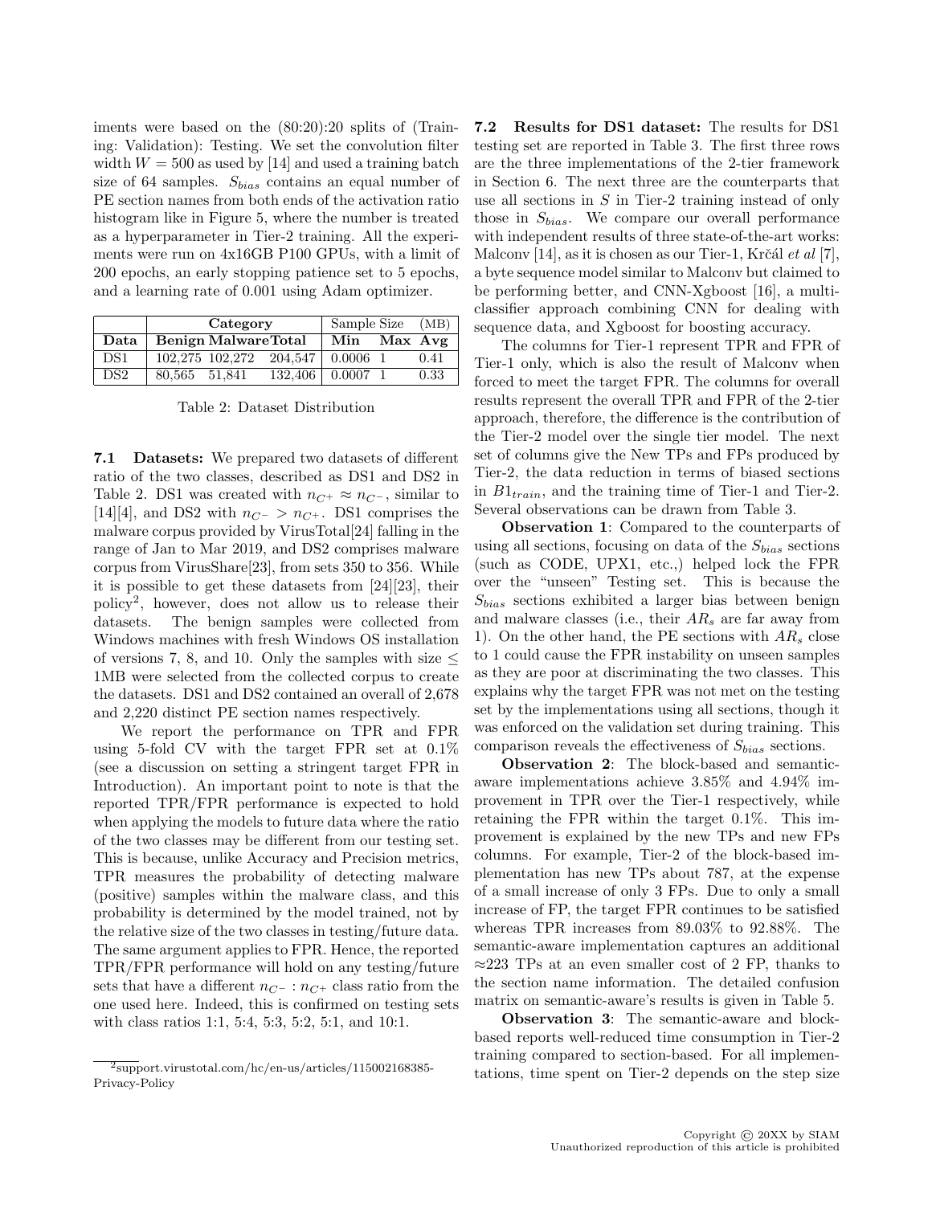iments were based on the (80:20):20 splits of (Training: Validation): Testing. We set the convolution filter width $W = 500$ as used by [14] and used a training batch size of 64 samples. $S_{bias}$ contains an equal number of PE section names from both ends of the activation ratio histogram like in Figure 5, where the number is treated as a hyperparameter in Tier-2 training. All the experiments were run on 4x16GB P100 GPUs, with a limit of 200 epochs, an early stopping patience set to 5 epochs, and a learning rate of 0.001 using Adam optimizer.

| | Category | | | Sample Size | (MB) | |
|---|---|---|---|---|---|---|
| **Data** | **Benign** | **Malware** | **Total** | **Min** | **Max** | **Avg** |
| DS1 | 102,275 | 102,272 | 204,547 | 0.0006 | 1 | 0.41 |
| DS2 | 80,565 | 51,841 | 132,406 | 0.0007 | 1 | 0.33 |

Table 2: Dataset Distribution

**7.1 Datasets:** We prepared two datasets of different ratio of the two classes, described as DS1 and DS2 in Table 2. DS1 was created with $n_{C^+} \approx n_{C^-}$, similar to [14][4], and DS2 with $n_{C^-} > n_{C^+}$. DS1 comprises the malware corpus provided by VirusTotal[24] falling in the range of Jan to Mar 2019, and DS2 comprises malware corpus from VirusShare[23], from sets 350 to 356. While it is possible to get these datasets from [24][23], their policy[2], however, does not allow us to release their datasets. The benign samples were collected from Windows machines with fresh Windows OS installation of versions 7, 8, and 10. Only the samples with size $\leq$ 1MB were selected from the collected corpus to create the datasets. DS1 and DS2 contained an overall of 2,678 and 2,220 distinct PE section names respectively.

We report the performance on TPR and FPR using 5-fold CV with the target FPR set at 0.1% (see a discussion on setting a stringent target FPR in Introduction). An important point to note is that the reported TPR/FPR performance is expected to hold when applying the models to future data where the ratio of the two classes may be different from our testing set. This is because, unlike Accuracy and Precision metrics, TPR measures the probability of detecting malware (positive) samples within the malware class, and this probability is determined by the model trained, not by the relative size of the two classes in testing/future data. The same argument applies to FPR. Hence, the reported TPR/FPR performance will hold on any testing/future sets that have a different $n_{C^-} : n_{C^+}$ class ratio from the one used here. Indeed, this is confirmed on testing sets with class ratios 1:1, 5:4, 5:3, 5:2, 5:1, and 10:1.

[2] support.virustotal.com/hc/en-us/articles/115002168385-Privacy-Policy

**7.2 Results for DS1 dataset:** The results for DS1 testing set are reported in Table 3. The first three rows are the three implementations of the 2-tier framework in Section 6. The next three are the counterparts that use all sections in $S$ in Tier-2 training instead of only those in $S_{bias}$. We compare our overall performance with independent results of three state-of-the-art works: Malconv [14], as it is chosen as our Tier-1, Krčál *et al* [7], a byte sequence model similar to Malconv but claimed to be performing better, and CNN-Xgboost [16], a multi-classifier approach combining CNN for dealing with sequence data, and Xgboost for boosting accuracy.

The columns for Tier-1 represent TPR and FPR of Tier-1 only, which is also the result of Malconv when forced to meet the target FPR. The columns for overall results represent the overall TPR and FPR of the 2-tier approach, therefore, the difference is the contribution of the Tier-2 model over the single tier model. The next set of columns give the New TPs and FPs produced by Tier-2, the data reduction in terms of biased sections in $B1_{train}$, and the training time of Tier-1 and Tier-2. Several observations can be drawn from Table 3.

**Observation 1**: Compared to the counterparts of using all sections, focusing on data of the $S_{bias}$ sections (such as CODE, UPX1, etc.,) helped lock the FPR over the "unseen" Testing set. This is because the $S_{bias}$ sections exhibited a larger bias between benign and malware classes (i.e., their $AR_s$ are far away from 1). On the other hand, the PE sections with $AR_s$ close to 1 could cause the FPR instability on unseen samples as they are poor at discriminating the two classes. This explains why the target FPR was not met on the testing set by the implementations using all sections, though it was enforced on the validation set during training. This comparison reveals the effectiveness of $S_{bias}$ sections.

**Observation 2**: The block-based and semantic-aware implementations achieve 3.85% and 4.94% improvement in TPR over the Tier-1 respectively, while retaining the FPR within the target 0.1%. This improvement is explained by the new TPs and new FPs columns. For example, Tier-2 of the block-based implementation has new TPs about 787, at the expense of a small increase of only 3 FPs. Due to only a small increase of FP, the target FPR continues to be satisfied whereas TPR increases from 89.03% to 92.88%. The semantic-aware implementation captures an additional ≈223 TPs at an even smaller cost of 2 FP, thanks to the section name information. The detailed confusion matrix on semantic-aware's results is given in Table 5.

**Observation 3**: The semantic-aware and block-based reports well-reduced time consumption in Tier-2 training compared to section-based. For all implementations, time spent on Tier-2 depends on the step size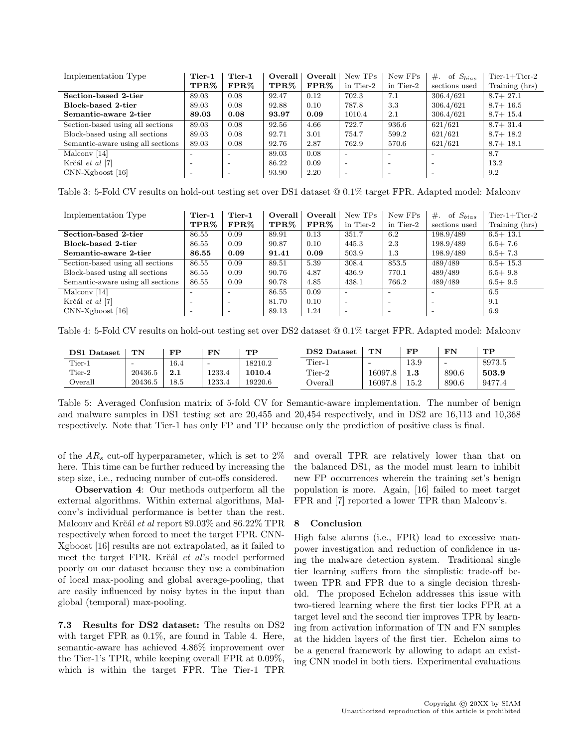| Implementation Type | Tier-1 TPR% | Tier-1 FPR% | Overall TPR% | Overall FPR% | New TPs in Tier-2 | New FPs in Tier-2 | #. of $S_{bias}$ sections used | Tier-1+Tier-2 Training (hrs) |
|---|---|---|---|---|---|---|---|---|
| **Section-based 2-tier** | 89.03 | 0.08 | 92.47 | 0.12 | 702.3 | 7.1 | 306.4/621 | 8.7+ 27.1 |
| **Block-based 2-tier** | 89.03 | 0.08 | 92.88 | 0.10 | 787.8 | 3.3 | 306.4/621 | 8.7+ 16.5 |
| **Semantic-aware 2-tier** | **89.03** | **0.08** | **93.97** | **0.09** | 1010.4 | 2.1 | 306.4/621 | 8.7+ 15.4 |
| Section-based using all sections | 89.03 | 0.08 | 92.56 | 4.66 | 722.7 | 936.6 | 621/621 | 8.7+ 31.4 |
| Block-based using all sections | 89.03 | 0.08 | 92.71 | 3.01 | 754.7 | 599.2 | 621/621 | 8.7+ 18.2 |
| Semantic-aware using all sections | 89.03 | 0.08 | 92.76 | 2.87 | 762.9 | 570.6 | 621/621 | 8.7+ 18.1 |
| Malconv [14] | - | - | 89.03 | 0.08 | - | - | - | 8.7 |
| Krčál *et al* [7] | - | - | 86.22 | 0.09 | - | - | - | 13.2 |
| CNN-Xgboost [16] | - | - | 93.90 | 2.20 | - | - | - | 9.2 |

Table 3: 5-Fold CV results on hold-out testing set over DS1 dataset @ 0.1% target FPR. Adapted model: Malconv

| Implementation Type | Tier-1 TPR% | Tier-1 FPR% | Overall TPR% | Overall FPR% | New TPs in Tier-2 | New FPs in Tier-2 | #. of $S_{bias}$ sections used | Tier-1+Tier-2 Training (hrs) |
|---|---|---|---|---|---|---|---|---|
| **Section-based 2-tier** | 86.55 | 0.09 | 89.91 | 0.13 | 351.7 | 6.2 | 198.9/489 | 6.5+ 13.1 |
| **Block-based 2-tier** | 86.55 | 0.09 | 90.87 | 0.10 | 445.3 | 2.3 | 198.9/489 | 6.5+ 7.6 |
| **Semantic-aware 2-tier** | **86.55** | **0.09** | **91.41** | **0.09** | 503.9 | 1.3 | 198.9/489 | 6.5+ 7.3 |
| Section-based using all sections | 86.55 | 0.09 | 89.51 | 5.39 | 308.4 | 853.5 | 489/489 | 6.5+ 15.3 |
| Block-based using all sections | 86.55 | 0.09 | 90.76 | 4.87 | 436.9 | 770.1 | 489/489 | 6.5+ 9.8 |
| Semantic-aware using all sections | 86.55 | 0.09 | 90.78 | 4.85 | 438.1 | 766.2 | 489/489 | 6.5+ 9.5 |
| Malconv [14] | - | - | 86.55 | 0.09 | - | - | - | 6.5 |
| Krčál *et al* [7] | - | - | 81.70 | 0.10 | - | - | - | 9.1 |
| CNN-Xgboost [16] | - | - | 89.13 | 1.24 | - | - | - | 6.9 |

Table 4: 5-Fold CV results on hold-out testing set over DS2 dataset @ 0.1% target FPR. Adapted model: Malconv

| DS1 Dataset | TN | FP | FN | TP |
|---|---|---|---|---|
| Tier-1 | - | 16.4 | - | 18210.2 |
| Tier-2 | 20436.5 | **2.1** | 1233.4 | **1010.4** |
| Overall | 20436.5 | 18.5 | 1233.4 | 19220.6 |

| DS2 Dataset | TN | FP | FN | TP |
|---|---|---|---|---|
| Tier-1 | - | 13.9 | - | 8973.5 |
| Tier-2 | 16097.8 | **1.3** | 890.6 | **503.9** |
| Overall | 16097.8 | 15.2 | 890.6 | 9477.4 |

Table 5: Averaged Confusion matrix of 5-fold CV for Semantic-aware implementation. The number of benign and malware samples in DS1 testing set are 20,455 and 20,454 respectively, and in DS2 are 16,113 and 10,368 respectively. Note that Tier-1 has only FP and TP because only the prediction of positive class is final.

of the $AR_s$ cut-off hyperparameter, which is set to 2% here. This time can be further reduced by increasing the step size, i.e., reducing number of cut-offs considered.

**Observation 4**: Our methods outperform all the external algorithms. Within external algorithms, Malconv's individual performance is better than the rest. Malconv and Krčál *et al* report 89.03% and 86.22% TPR respectively when forced to meet the target FPR. CNN-Xgboost [16] results are not extrapolated, as it failed to meet the target FPR. Krčál *et al*'s model performed poorly on our dataset because they use a combination of local max-pooling and global average-pooling, that are easily influenced by noisy bytes in the input than global (temporal) max-pooling.

**7.3 Results for DS2 dataset:** The results on DS2 with target FPR as 0.1%, are found in Table 4. Here, semantic-aware has achieved 4.86% improvement over the Tier-1's TPR, while keeping overall FPR at 0.09%, which is within the target FPR. The Tier-1 TPR and overall TPR are relatively lower than that on the balanced DS1, as the model must learn to inhibit new FP occurrences wherein the training set's benign population is more. Again, [16] failed to meet target FPR and [7] reported a lower TPR than Malconv's.

## 8 Conclusion

High false alarms (i.e., FPR) lead to excessive manpower investigation and reduction of confidence in using the malware detection system. Traditional single tier learning suffers from the simplistic trade-off between TPR and FPR due to a single decision threshold. The proposed Echelon addresses this issue with two-tiered learning where the first tier locks FPR at a target level and the second tier improves TPR by learning from activation information of TN and FN samples at the hidden layers of the first tier. Echelon aims to be a general framework by allowing to adapt an existing CNN model in both tiers. Experimental evaluations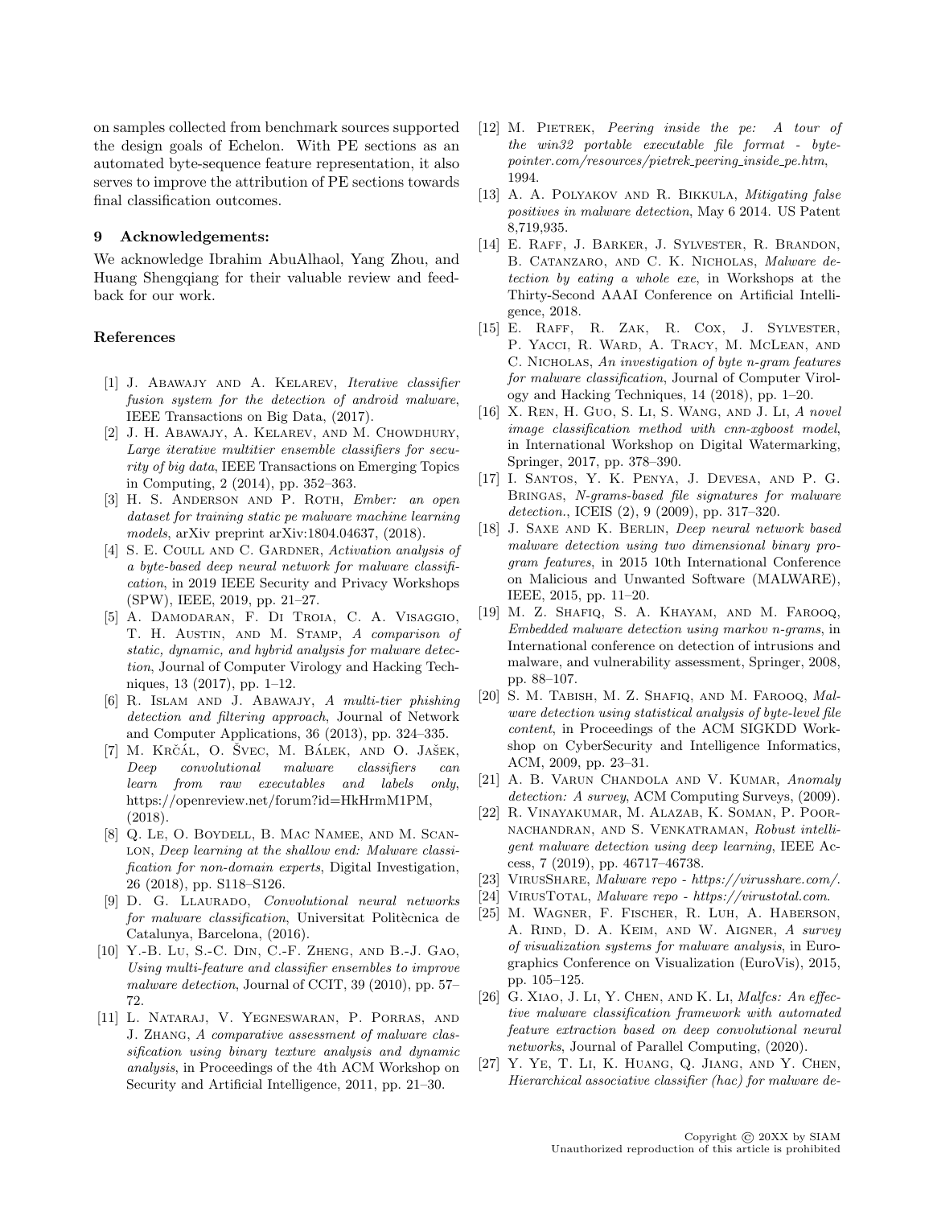on samples collected from benchmark sources supported the design goals of Echelon. With PE sections as an automated byte-sequence feature representation, it also serves to improve the attribution of PE sections towards final classification outcomes.

## 9 Acknowledgements:

We acknowledge Ibrahim AbuAlhaol, Yang Zhou, and Huang Shengqiang for their valuable review and feedback for our work.

## References

[1] J. Abawajy and A. Kelarev, *Iterative classifier fusion system for the detection of android malware*, IEEE Transactions on Big Data, (2017).

[2] J. H. Abawajy, A. Kelarev, and M. Chowdhury, *Large iterative multitier ensemble classifiers for security of big data*, IEEE Transactions on Emerging Topics in Computing, 2 (2014), pp. 352–363.

[3] H. S. Anderson and P. Roth, *Ember: an open dataset for training static pe malware machine learning models*, arXiv preprint arXiv:1804.04637, (2018).

[4] S. E. Coull and C. Gardner, *Activation analysis of a byte-based deep neural network for malware classification*, in 2019 IEEE Security and Privacy Workshops (SPW), IEEE, 2019, pp. 21–27.

[5] A. Damodaran, F. Di Troia, C. A. Visaggio, T. H. Austin, and M. Stamp, *A comparison of static, dynamic, and hybrid analysis for malware detection*, Journal of Computer Virology and Hacking Techniques, 13 (2017), pp. 1–12.

[6] R. Islam and J. Abawajy, *A multi-tier phishing detection and filtering approach*, Journal of Network and Computer Applications, 36 (2013), pp. 324–335.

[7] M. Krčál, O. Švec, M. Bálek, and O. Jašek, *Deep convolutional malware classifiers can learn from raw executables and labels only*, https://openreview.net/forum?id=HkHrmM1PM, (2018).

[8] Q. Le, O. Boydell, B. Mac Namee, and M. Scanlon, *Deep learning at the shallow end: Malware classification for non-domain experts*, Digital Investigation, 26 (2018), pp. S118–S126.

[9] D. G. Llaurado, *Convolutional neural networks for malware classification*, Universitat Politècnica de Catalunya, Barcelona, (2016).

[10] Y.-B. Lu, S.-C. Din, C.-F. Zheng, and B.-J. Gao, *Using multi-feature and classifier ensembles to improve malware detection*, Journal of CCIT, 39 (2010), pp. 57–72.

[11] L. Nataraj, V. Yegneswaran, P. Porras, and J. Zhang, *A comparative assessment of malware classification using binary texture analysis and dynamic analysis*, in Proceedings of the 4th ACM Workshop on Security and Artificial Intelligence, 2011, pp. 21–30.

[12] M. Pietrek, *Peering inside the pe: A tour of the win32 portable executable file format - bytepointer.com/resources/pietrek_peering_inside_pe.htm*, 1994.

[13] A. A. Polyakov and R. Bikkula, *Mitigating false positives in malware detection*, May 6 2014. US Patent 8,719,935.

[14] E. Raff, J. Barker, J. Sylvester, R. Brandon, B. Catanzaro, and C. K. Nicholas, *Malware detection by eating a whole exe*, in Workshops at the Thirty-Second AAAI Conference on Artificial Intelligence, 2018.

[15] E. Raff, R. Zak, R. Cox, J. Sylvester, P. Yacci, R. Ward, A. Tracy, M. McLean, and C. Nicholas, *An investigation of byte n-gram features for malware classification*, Journal of Computer Virology and Hacking Techniques, 14 (2018), pp. 1–20.

[16] X. Ren, H. Guo, S. Li, S. Wang, and J. Li, *A novel image classification method with cnn-xgboost model*, in International Workshop on Digital Watermarking, Springer, 2017, pp. 378–390.

[17] I. Santos, Y. K. Penya, J. Devesa, and P. G. Bringas, *N-grams-based file signatures for malware detection.*, ICEIS (2), 9 (2009), pp. 317–320.

[18] J. Saxe and K. Berlin, *Deep neural network based malware detection using two dimensional binary program features*, in 2015 10th International Conference on Malicious and Unwanted Software (MALWARE), IEEE, 2015, pp. 11–20.

[19] M. Z. Shafiq, S. A. Khayam, and M. Farooq, *Embedded malware detection using markov n-grams*, in International conference on detection of intrusions and malware, and vulnerability assessment, Springer, 2008, pp. 88–107.

[20] S. M. Tabish, M. Z. Shafiq, and M. Farooq, *Malware detection using statistical analysis of byte-level file content*, in Proceedings of the ACM SIGKDD Workshop on CyberSecurity and Intelligence Informatics, ACM, 2009, pp. 23–31.

[21] A. B. Varun Chandola and V. Kumar, *Anomaly detection: A survey*, ACM Computing Surveys, (2009).

[22] R. Vinayakumar, M. Alazab, K. Soman, P. Poornachandran, and S. Venkatraman, *Robust intelligent malware detection using deep learning*, IEEE Access, 7 (2019), pp. 46717–46738.

[23] VirusShare, *Malware repo - https://virusshare.com/*.

[24] VirusTotal, *Malware repo - https://virustotal.com*.

[25] M. Wagner, F. Fischer, R. Luh, A. Haberson, A. Rind, D. A. Keim, and W. Aigner, *A survey of visualization systems for malware analysis*, in Eurographics Conference on Visualization (EuroVis), 2015, pp. 105–125.

[26] G. Xiao, J. Li, Y. Chen, and K. Li, *Malfcs: An effective malware classification framework with automated feature extraction based on deep convolutional neural networks*, Journal of Parallel Computing, (2020).

[27] Y. Ye, T. Li, K. Huang, Q. Jiang, and Y. Chen, *Hierarchical associative classifier (hac) for malware de-*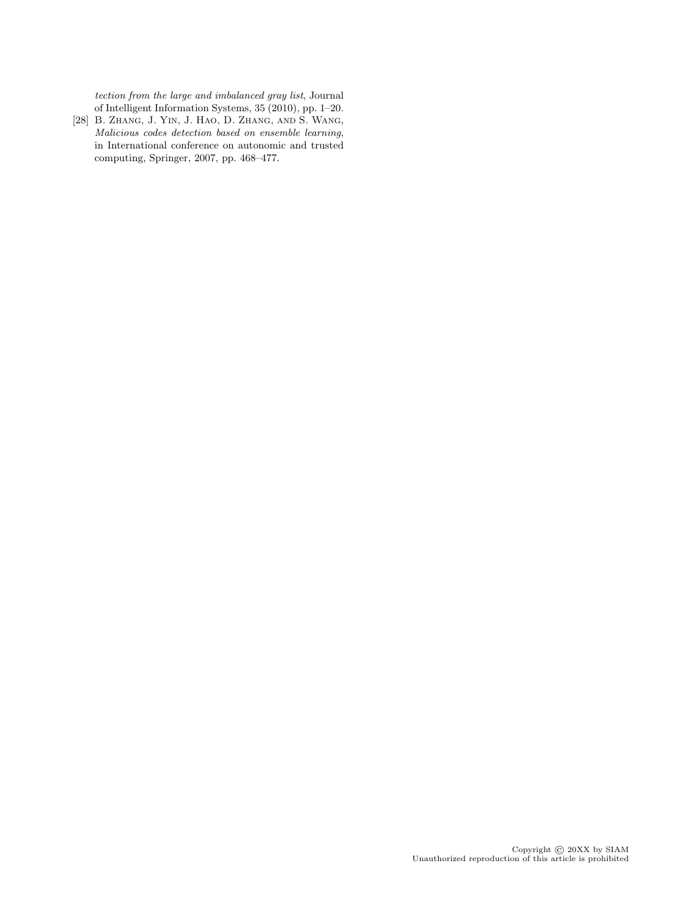*tection from the large and imbalanced gray list*, Journal of Intelligent Information Systems, 35 (2010), pp. 1–20.

[28] B. Zhang, J. Yin, J. Hao, D. Zhang, and S. Wang, *Malicious codes detection based on ensemble learning*, in International conference on autonomic and trusted computing, Springer, 2007, pp. 468–477.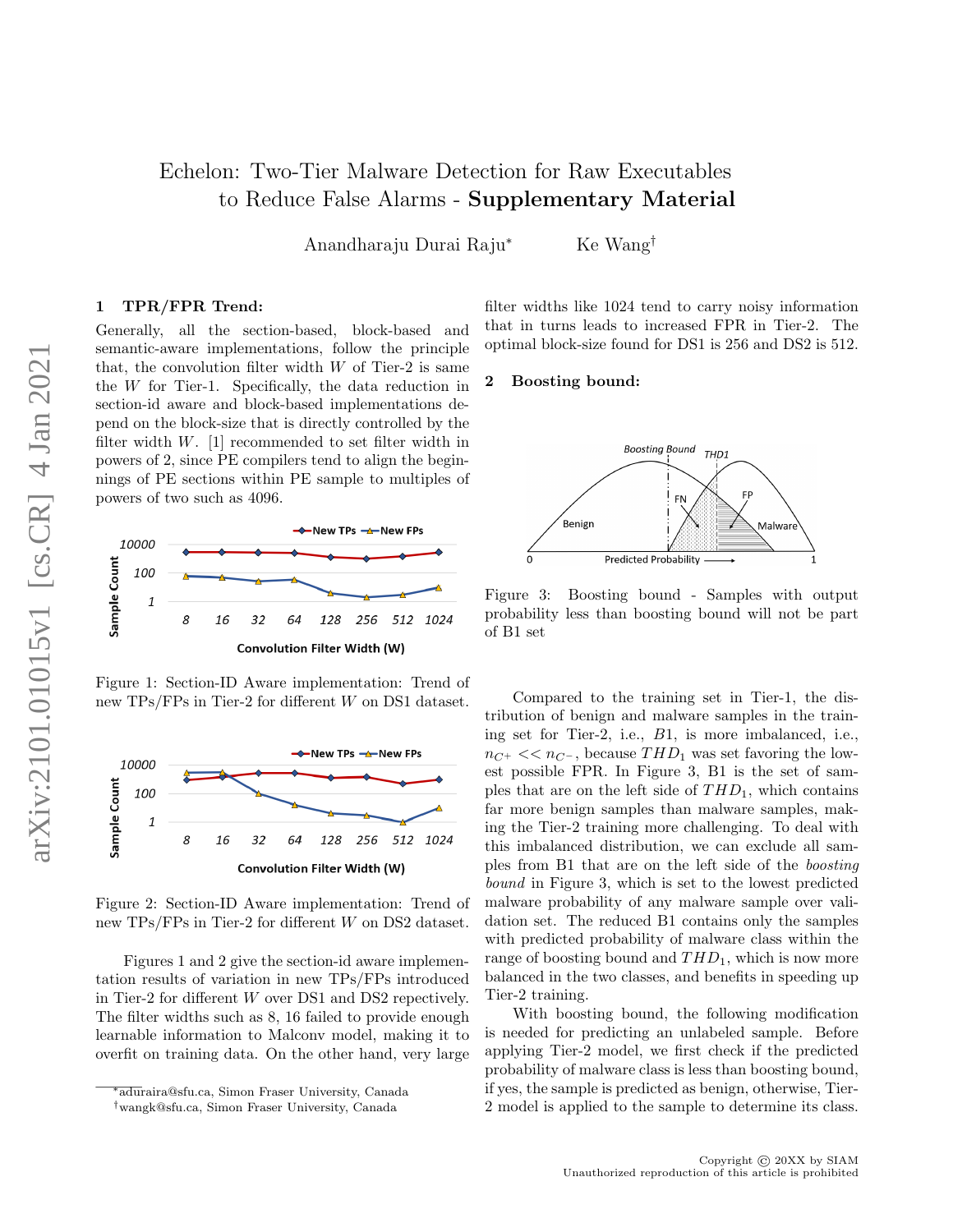# Echelon: Two-Tier Malware Detection for Raw Executables to Reduce False Alarms - **Supplementary Material**

Anandharaju Durai Raju[*] Ke Wang[†]

## 1 TPR/FPR Trend:

Generally, all the section-based, block-based and semantic-aware implementations, follow the principle that, the convolution filter width $W$ of Tier-2 is same the $W$ for Tier-1. Specifically, the data reduction in section-id aware and block-based implementations depend on the block-size that is directly controlled by the filter width $W$. [1] recommended to set filter width in powers of 2, since PE compilers tend to align the beginnings of PE sections within PE sample to multiples of powers of two such as 4096.

Figure 1: Section-ID Aware implementation: Trend of new TPs/FPs in Tier-2 for different $W$ on DS1 dataset.

Figure 2: Section-ID Aware implementation: Trend of new TPs/FPs in Tier-2 for different $W$ on DS2 dataset.

Figures 1 and 2 give the section-id aware implementation results of variation in new TPs/FPs introduced in Tier-2 for different $W$ over DS1 and DS2 repectively. The filter widths such as 8, 16 failed to provide enough learnable information to Malconv model, making it to overfit on training data. On the other hand, very large filter widths like 1024 tend to carry noisy information that in turns leads to increased FPR in Tier-2. The optimal block-size found for DS1 is 256 and DS2 is 512.

## 2 Boosting bound:

Figure 3: Boosting bound - Samples with output probability less than boosting bound will not be part of B1 set

Compared to the training set in Tier-1, the distribution of benign and malware samples in the training set for Tier-2, i.e., $B1$, is more imbalanced, i.e., $n_{C+} << n_{C-}$, because $THD_1$ was set favoring the lowest possible FPR. In Figure 3, B1 is the set of samples that are on the left side of $THD_1$, which contains far more benign samples than malware samples, making the Tier-2 training more challenging. To deal with this imbalanced distribution, we can exclude all samples from B1 that are on the left side of the *boosting bound* in Figure 3, which is set to the lowest predicted malware probability of any malware sample over validation set. The reduced B1 contains only the samples with predicted probability of malware class within the range of boosting bound and $THD_1$, which is now more balanced in the two classes, and benefits in speeding up Tier-2 training.

With boosting bound, the following modification is needed for predicting an unlabeled sample. Before applying Tier-2 model, we first check if the predicted probability of malware class is less than boosting bound, if yes, the sample is predicted as benign, otherwise, Tier-2 model is applied to the sample to determine its class.

---

[*] aduraira@sfu.ca, Simon Fraser University, Canada

[†] wangk@sfu.ca, Simon Fraser University, Canada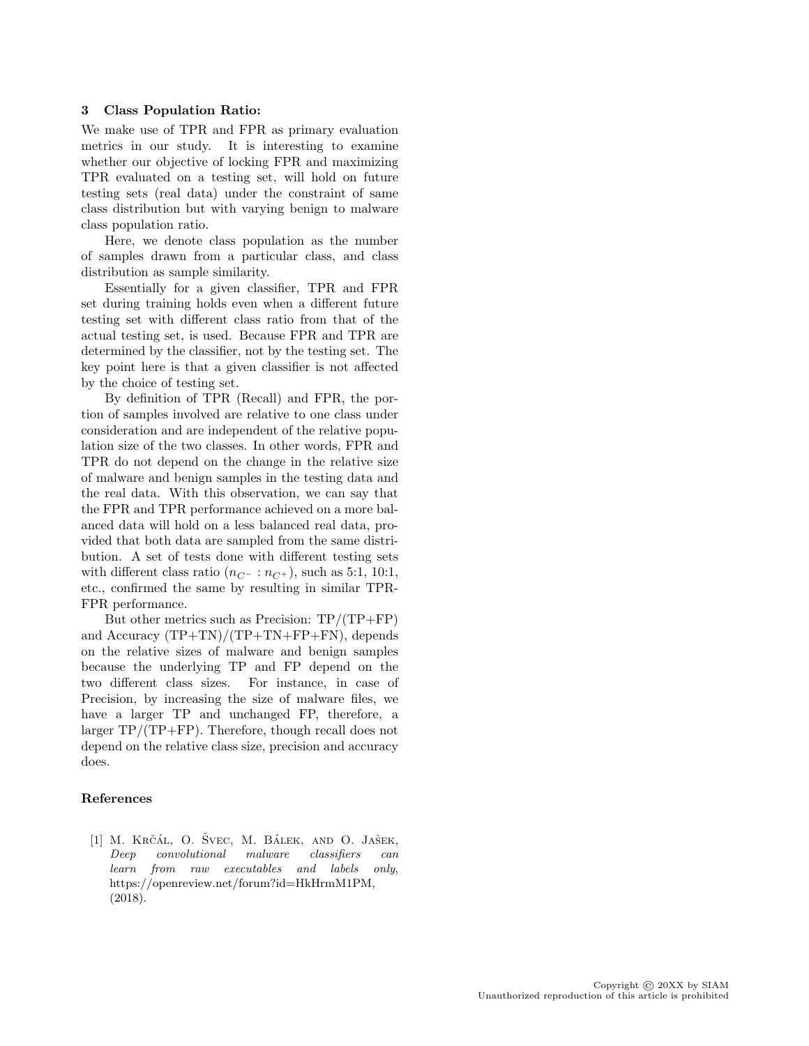## 3 Class Population Ratio:

We make use of TPR and FPR as primary evaluation metrics in our study. It is interesting to examine whether our objective of locking FPR and maximizing TPR evaluated on a testing set, will hold on future testing sets (real data) under the constraint of same class distribution but with varying benign to malware class population ratio.

Here, we denote class population as the number of samples drawn from a particular class, and class distribution as sample similarity.

Essentially for a given classifier, TPR and FPR set during training holds even when a different future testing set with different class ratio from that of the actual testing set, is used. Because FPR and TPR are determined by the classifier, not by the testing set. The key point here is that a given classifier is not affected by the choice of testing set.

By definition of TPR (Recall) and FPR, the portion of samples involved are relative to one class under consideration and are independent of the relative population size of the two classes. In other words, FPR and TPR do not depend on the change in the relative size of malware and benign samples in the testing data and the real data. With this observation, we can say that the FPR and TPR performance achieved on a more balanced data will hold on a less balanced real data, provided that both data are sampled from the same distribution. A set of tests done with different testing sets with different class ratio ($n_{C^-} : n_{C^+}$), such as 5:1, 10:1, etc., confirmed the same by resulting in similar TPR-FPR performance.

But other metrics such as Precision: TP/(TP+FP) and Accuracy (TP+TN)/(TP+TN+FP+FN), depends on the relative sizes of malware and benign samples because the underlying TP and FP depend on the two different class sizes. For instance, in case of Precision, by increasing the size of malware files, we have a larger TP and unchanged FP, therefore, a larger TP/(TP+FP). Therefore, though recall does not depend on the relative class size, precision and accuracy does.

## References

[1] M. Krčál, O. Švec, M. Bálek, and O. Jašek, *Deep convolutional malware classifiers can learn from raw executables and labels only*, https://openreview.net/forum?id=HkHrmM1PM, (2018).